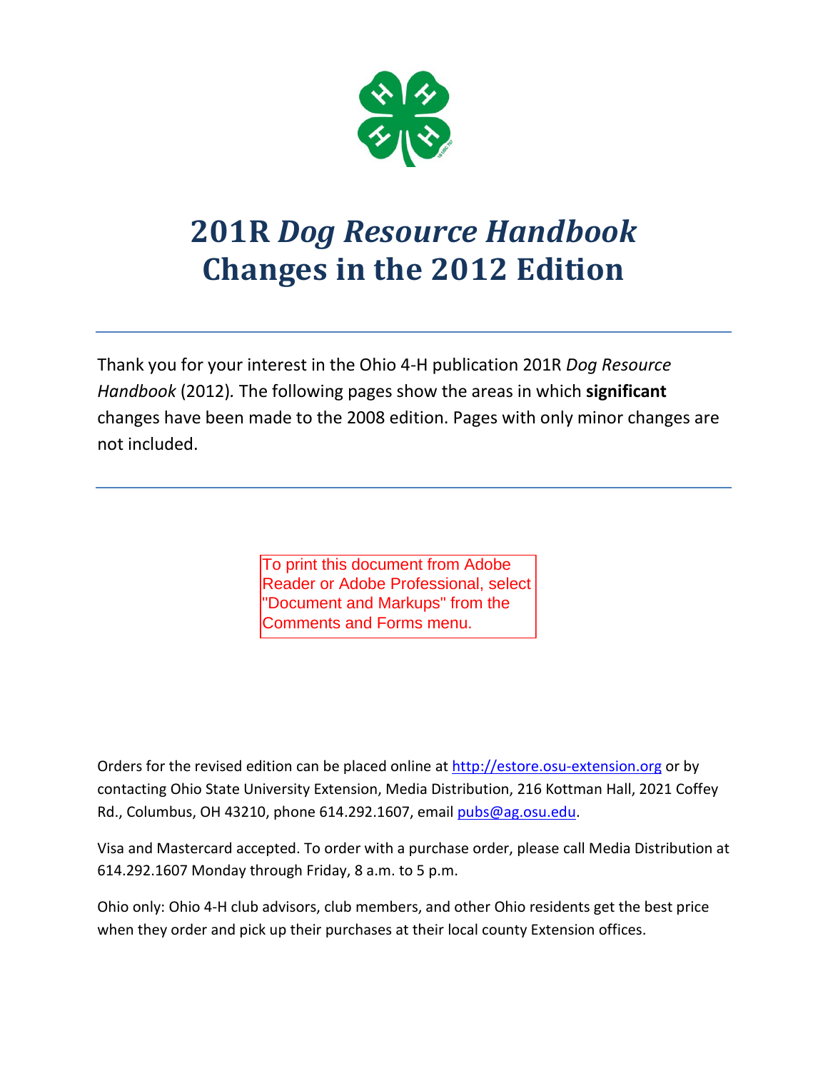# 201R *Dog Resource Handbook* Changes in the 2012 Edition

---

Thank you for your interest in the Ohio 4-H publication 201R *Dog Resource Handbook* (2012). The following pages show the areas in which **significant** changes have been made to the 2008 edition. Pages with only minor changes are not included.

---

To print this document from Adobe Reader or Adobe Professional, select "Document and Markups" from the Comments and Forms menu.

Orders for the revised edition can be placed online at http://estore.osu-extension.org or by contacting Ohio State University Extension, Media Distribution, 216 Kottman Hall, 2021 Coffey Rd., Columbus, OH 43210, phone 614.292.1607, email pubs@ag.osu.edu.

Visa and Mastercard accepted. To order with a purchase order, please call Media Distribution at 614.292.1607 Monday through Friday, 8 a.m. to 5 p.m.

Ohio only: Ohio 4-H club advisors, club members, and other Ohio residents get the best price when they order and pick up their purchases at their local county Extension offices.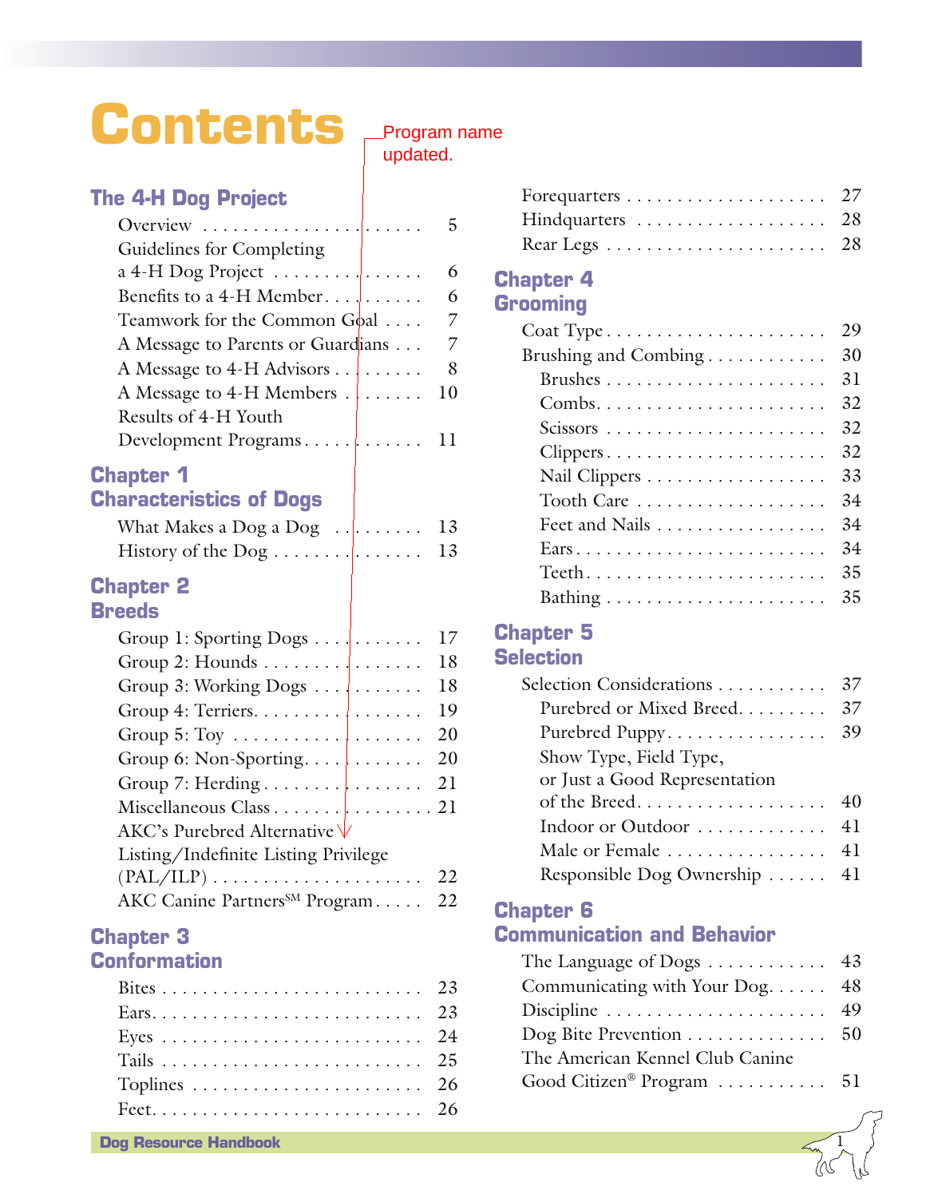# Contents

Program name updated.

## The 4-H Dog Project

- Overview . . . . . . . . . . 5
- Guidelines for Completing a 4-H Dog Project . . . . . . . . . . 6
- Benefits to a 4-H Member . . . . . . . . . . 6
- Teamwork for the Common Goal . . . . 7
- A Message to Parents or Guardians . . . 7
- A Message to 4-H Advisors . . . . . . . . . 8
- A Message to 4-H Members . . . . . . . . 10
- Results of 4-H Youth Development Programs . . . . . . . . . . 11

## Chapter 1 Characteristics of Dogs

- What Makes a Dog a Dog . . . . . . . . . 13
- History of the Dog . . . . . . . . . . 13

## Chapter 2 Breeds

- Group 1: Sporting Dogs . . . . . . . . . . 17
- Group 2: Hounds . . . . . . . . . . 18
- Group 3: Working Dogs . . . . . . . . . . 18
- Group 4: Terriers. . . . . . . . . . 19
- Group 5: Toy . . . . . . . . . . 20
- Group 6: Non-Sporting. . . . . . . . . . 20
- Group 7: Herding . . . . . . . . . . 21
- Miscellaneous Class . . . . . . . . . . 21
- AKC's Purebred Alternative Listing/Indefinite Listing Privilege (PAL/ILP) . . . . . . . . . . 22
- AKC Canine Partners℠ Program . . . . . 22

## Chapter 3 Conformation

- Bites . . . . . . . . . . 23
- Ears. . . . . . . . . . 23
- Eyes . . . . . . . . . . 24
- Tails . . . . . . . . . . 25
- Toplines . . . . . . . . . . 26
- Feet. . . . . . . . . . 26
- Forequarters . . . . . . . . . . 27
- Hindquarters . . . . . . . . . . 28
- Rear Legs . . . . . . . . . . 28

## Chapter 4 Grooming

- Coat Type . . . . . . . . . . 29
- Brushing and Combing . . . . . . . . . . 30
  - Brushes . . . . . . . . . . 31
  - Combs. . . . . . . . . . 32
  - Scissors . . . . . . . . . . 32
  - Clippers . . . . . . . . . . 32
  - Nail Clippers . . . . . . . . . . 33
  - Tooth Care . . . . . . . . . . 34
  - Feet and Nails . . . . . . . . . . 34
  - Ears . . . . . . . . . . 34
  - Teeth. . . . . . . . . . 35
  - Bathing . . . . . . . . . . 35

## Chapter 5 Selection

- Selection Considerations . . . . . . . . . . 37
  - Purebred or Mixed Breed. . . . . . . . . 37
  - Purebred Puppy . . . . . . . . . . 39
  - Show Type, Field Type, or Just a Good Representation of the Breed. . . . . . . . . . 40
  - Indoor or Outdoor . . . . . . . . . . 41
  - Male or Female . . . . . . . . . . 41
  - Responsible Dog Ownership . . . . . . 41

## Chapter 6 Communication and Behavior

- The Language of Dogs . . . . . . . . . . 43
- Communicating with Your Dog. . . . . . 48
- Discipline . . . . . . . . . . 49
- Dog Bite Prevention . . . . . . . . . . 50
- The American Kennel Club Canine Good Citizen® Program . . . . . . . . . . 51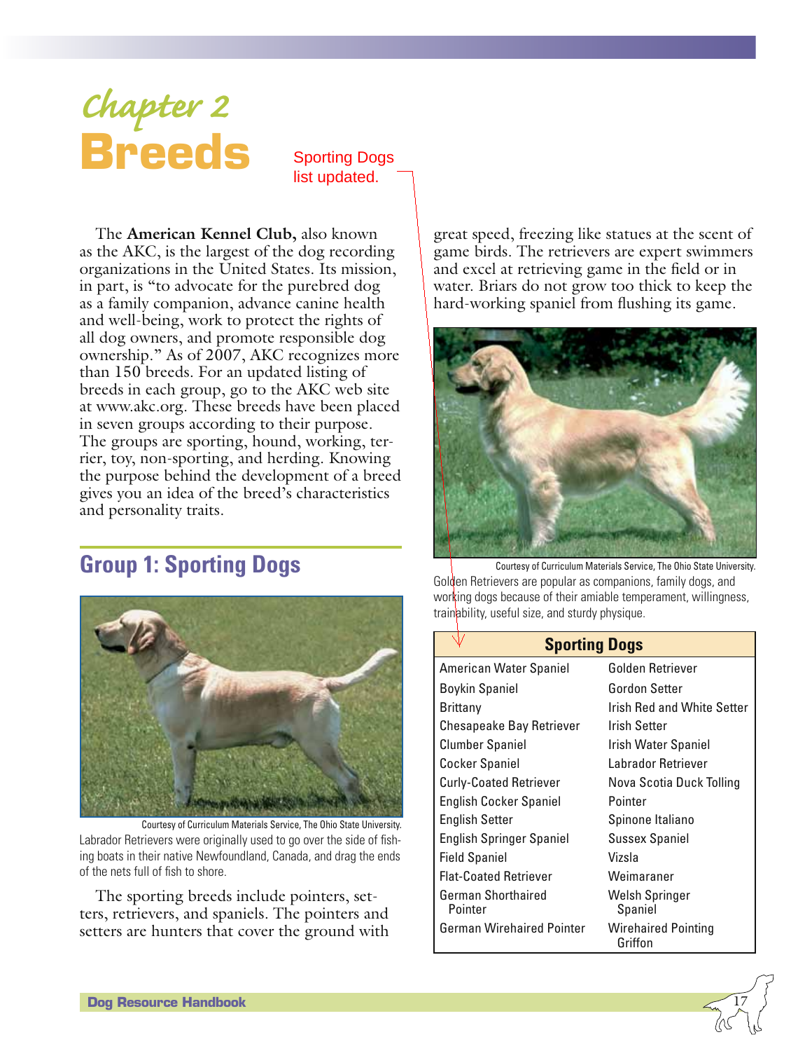# Chapter 2
# Breeds

Sporting Dogs list updated.

The **American Kennel Club,** also known as the AKC, is the largest of the dog recording organizations in the United States. Its mission, in part, is "to advocate for the purebred dog as a family companion, advance canine health and well-being, work to protect the rights of all dog owners, and promote responsible dog ownership." As of 2007, AKC recognizes more than 150 breeds. For an updated listing of breeds in each group, go to the AKC web site at www.akc.org. These breeds have been placed in seven groups according to their purpose. The groups are sporting, hound, working, terrier, toy, non-sporting, and herding. Knowing the purpose behind the development of a breed gives you an idea of the breed's characteristics and personality traits.

## Group 1: Sporting Dogs

Courtesy of Curriculum Materials Service, The Ohio State University.
Labrador Retrievers were originally used to go over the side of fishing boats in their native Newfoundland, Canada, and drag the ends of the nets full of fish to shore.

The sporting breeds include pointers, setters, retrievers, and spaniels. The pointers and setters are hunters that cover the ground with great speed, freezing like statues at the scent of game birds. The retrievers are expert swimmers and excel at retrieving game in the field or in water. Briars do not grow too thick to keep the hard-working spaniel from flushing its game.

Courtesy of Curriculum Materials Service, The Ohio State University.
Golden Retrievers are popular as companions, family dogs, and working dogs because of their amiable temperament, willingness, trainability, useful size, and sturdy physique.

| Sporting Dogs | |
|---|---|
| American Water Spaniel | Golden Retriever |
| Boykin Spaniel | Gordon Setter |
| Brittany | Irish Red and White Setter |
| Chesapeake Bay Retriever | Irish Setter |
| Clumber Spaniel | Irish Water Spaniel |
| Cocker Spaniel | Labrador Retriever |
| Curly-Coated Retriever | Nova Scotia Duck Tolling |
| English Cocker Spaniel | Pointer |
| English Setter | Spinone Italiano |
| English Springer Spaniel | Sussex Spaniel |
| Field Spaniel | Vizsla |
| Flat-Coated Retriever | Weimaraner |
| German Shorthaired Pointer | Welsh Springer Spaniel |
| German Wirehaired Pointer | Wirehaired Pointing Griffon |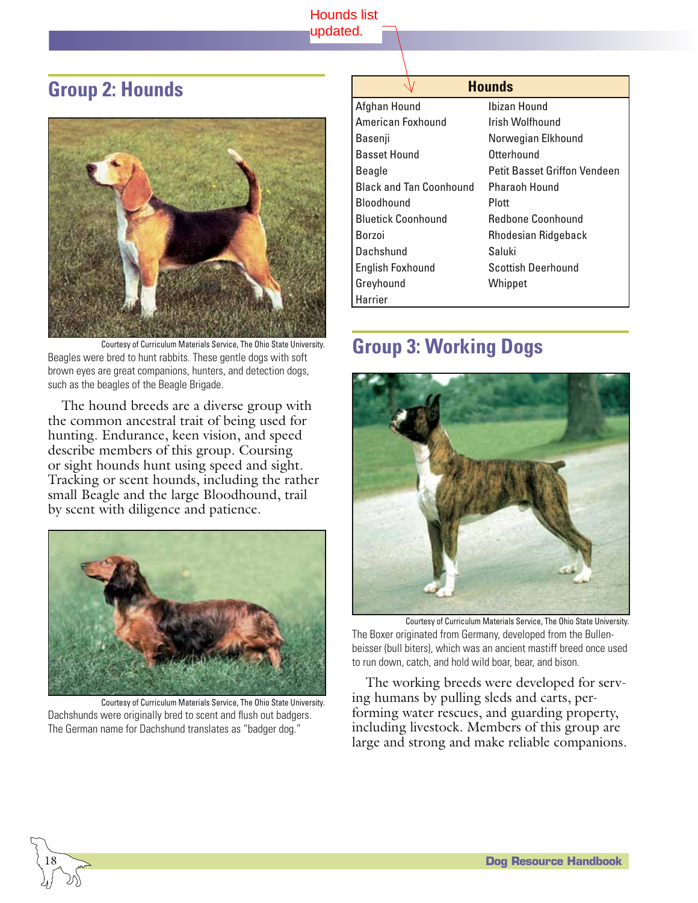Hounds list updated.

## Group 2: Hounds

Courtesy of Curriculum Materials Service, The Ohio State University.

Beagles were bred to hunt rabbits. These gentle dogs with soft brown eyes are great companions, hunters, and detection dogs, such as the beagles of the Beagle Brigade.

The hound breeds are a diverse group with the common ancestral trait of being used for hunting. Endurance, keen vision, and speed describe members of this group. Coursing or sight hounds hunt using speed and sight. Tracking or scent hounds, including the rather small Beagle and the large Bloodhound, trail by scent with diligence and patience.

Courtesy of Curriculum Materials Service, The Ohio State University.

Dachshunds were originally bred to scent and flush out badgers. The German name for Dachshund translates as "badger dog."

| Hounds | |
|---|---|
| Afghan Hound | Ibizan Hound |
| American Foxhound | Irish Wolfhound |
| Basenji | Norwegian Elkhound |
| Basset Hound | Otterhound |
| Beagle | Petit Basset Griffon Vendeen |
| Black and Tan Coonhound | Pharaoh Hound |
| Bloodhound | Plott |
| Bluetick Coonhound | Redbone Coonhound |
| Borzoi | Rhodesian Ridgeback |
| Dachshund | Saluki |
| English Foxhound | Scottish Deerhound |
| Greyhound | Whippet |
| Harrier | |

## Group 3: Working Dogs

Courtesy of Curriculum Materials Service, The Ohio State University.

The Boxer originated from Germany, developed from the Bullenbeisser (bull biters), which was an ancient mastiff breed once used to run down, catch, and hold wild boar, bear, and bison.

The working breeds were developed for serving humans by pulling sleds and carts, performing water rescues, and guarding property, including livestock. Members of this group are large and strong and make reliable companions.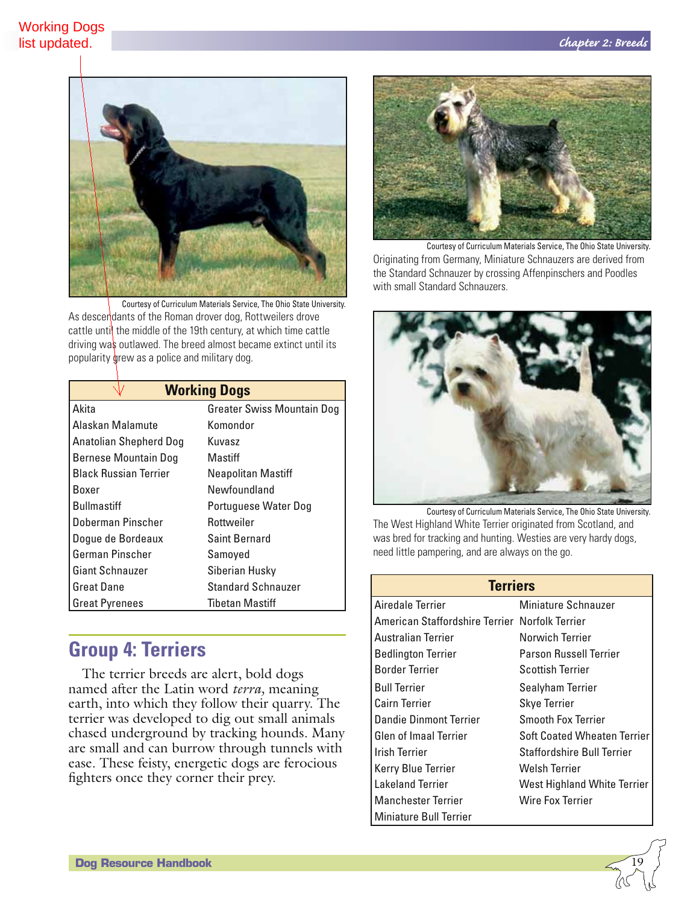Working Dogs list updated.

Courtesy of Curriculum Materials Service, The Ohio State University.

As descendants of the Roman drover dog, Rottweilers drove cattle until the middle of the 19th century, at which time cattle driving was outlawed. The breed almost became extinct until its popularity grew as a police and military dog.

| Working Dogs | |
|---|---|
| Akita | Greater Swiss Mountain Dog |
| Alaskan Malamute | Komondor |
| Anatolian Shepherd Dog | Kuvasz |
| Bernese Mountain Dog | Mastiff |
| Black Russian Terrier | Neapolitan Mastiff |
| Boxer | Newfoundland |
| Bullmastiff | Portuguese Water Dog |
| Doberman Pinscher | Rottweiler |
| Dogue de Bordeaux | Saint Bernard |
| German Pinscher | Samoyed |
| Giant Schnauzer | Siberian Husky |
| Great Dane | Standard Schnauzer |
| Great Pyrenees | Tibetan Mastiff |

## Group 4: Terriers

The terrier breeds are alert, bold dogs named after the Latin word *terra,* meaning earth, into which they follow their quarry. The terrier was developed to dig out small animals chased underground by tracking hounds. Many are small and can burrow through tunnels with ease. These feisty, energetic dogs are ferocious fighters once they corner their prey.

Courtesy of Curriculum Materials Service, The Ohio State University.

Originating from Germany, Miniature Schnauzers are derived from the Standard Schnauzer by crossing Affenpinschers and Poodles with small Standard Schnauzers.

Courtesy of Curriculum Materials Service, The Ohio State University.

The West Highland White Terrier originated from Scotland, and was bred for tracking and hunting. Westies are very hardy dogs, need little pampering, and are always on the go.

| Terriers | |
|---|---|
| Airedale Terrier | Miniature Schnauzer |
| American Staffordshire Terrier | Norfolk Terrier |
| Australian Terrier | Norwich Terrier |
| Bedlington Terrier | Parson Russell Terrier |
| Border Terrier | Scottish Terrier |
| Bull Terrier | Sealyham Terrier |
| Cairn Terrier | Skye Terrier |
| Dandie Dinmont Terrier | Smooth Fox Terrier |
| Glen of Imaal Terrier | Soft Coated Wheaten Terrier |
| Irish Terrier | Staffordshire Bull Terrier |
| Kerry Blue Terrier | Welsh Terrier |
| Lakeland Terrier | West Highland White Terrier |
| Manchester Terrier | Wire Fox Terrier |
| Miniature Bull Terrier | |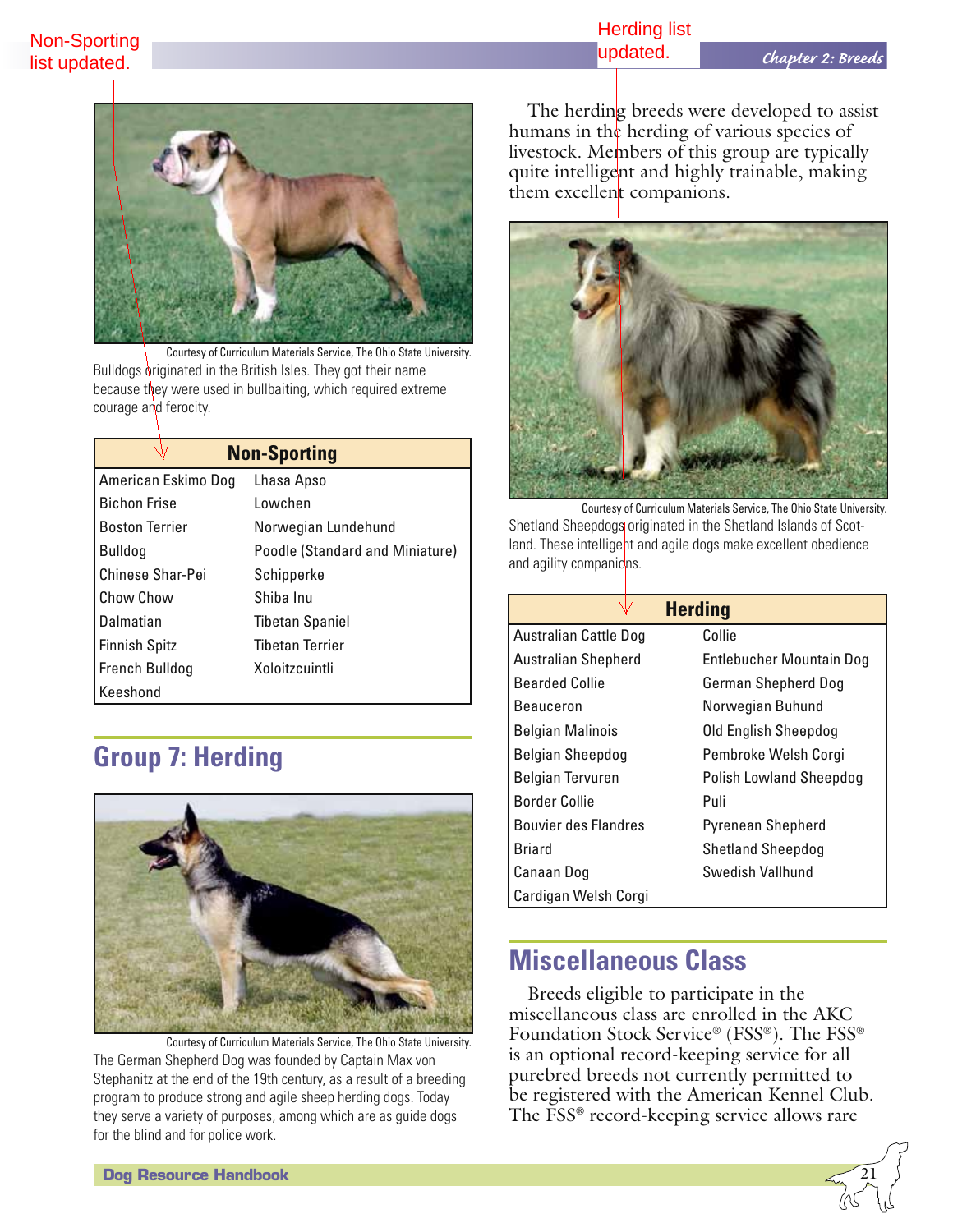Non-Sporting list updated.

Herding list updated.

Courtesy of Curriculum Materials Service, The Ohio State University.

Bulldogs originated in the British Isles. They got their name because they were used in bullbaiting, which required extreme courage and ferocity.

| Non-Sporting | |
|---|---|
| American Eskimo Dog | Lhasa Apso |
| Bichon Frise | Lowchen |
| Boston Terrier | Norwegian Lundehund |
| Bulldog | Poodle (Standard and Miniature) |
| Chinese Shar-Pei | Schipperke |
| Chow Chow | Shiba Inu |
| Dalmatian | Tibetan Spaniel |
| Finnish Spitz | Tibetan Terrier |
| French Bulldog | Xoloitzcuintli |
| Keeshond | |

## Group 7: Herding

Courtesy of Curriculum Materials Service, The Ohio State University.

The German Shepherd Dog was founded by Captain Max von Stephanitz at the end of the 19th century, as a result of a breeding program to produce strong and agile sheep herding dogs. Today they serve a variety of purposes, among which are as guide dogs for the blind and for police work.

The herding breeds were developed to assist humans in the herding of various species of livestock. Members of this group are typically quite intelligent and highly trainable, making them excellent companions.

Courtesy of Curriculum Materials Service, The Ohio State University.

Shetland Sheepdogs originated in the Shetland Islands of Scotland. These intelligent and agile dogs make excellent obedience and agility companions.

| Herding | |
|---|---|
| Australian Cattle Dog | Collie |
| Australian Shepherd | Entlebucher Mountain Dog |
| Bearded Collie | German Shepherd Dog |
| Beauceron | Norwegian Buhund |
| Belgian Malinois | Old English Sheepdog |
| Belgian Sheepdog | Pembroke Welsh Corgi |
| Belgian Tervuren | Polish Lowland Sheepdog |
| Border Collie | Puli |
| Bouvier des Flandres | Pyrenean Shepherd |
| Briard | Shetland Sheepdog |
| Canaan Dog | Swedish Vallhund |
| Cardigan Welsh Corgi | |

## Miscellaneous Class

Breeds eligible to participate in the miscellaneous class are enrolled in the AKC Foundation Stock Service® (FSS®). The FSS® is an optional record-keeping service for all purebred breeds not currently permitted to be registered with the American Kennel Club. The FSS® record-keeping service allows rare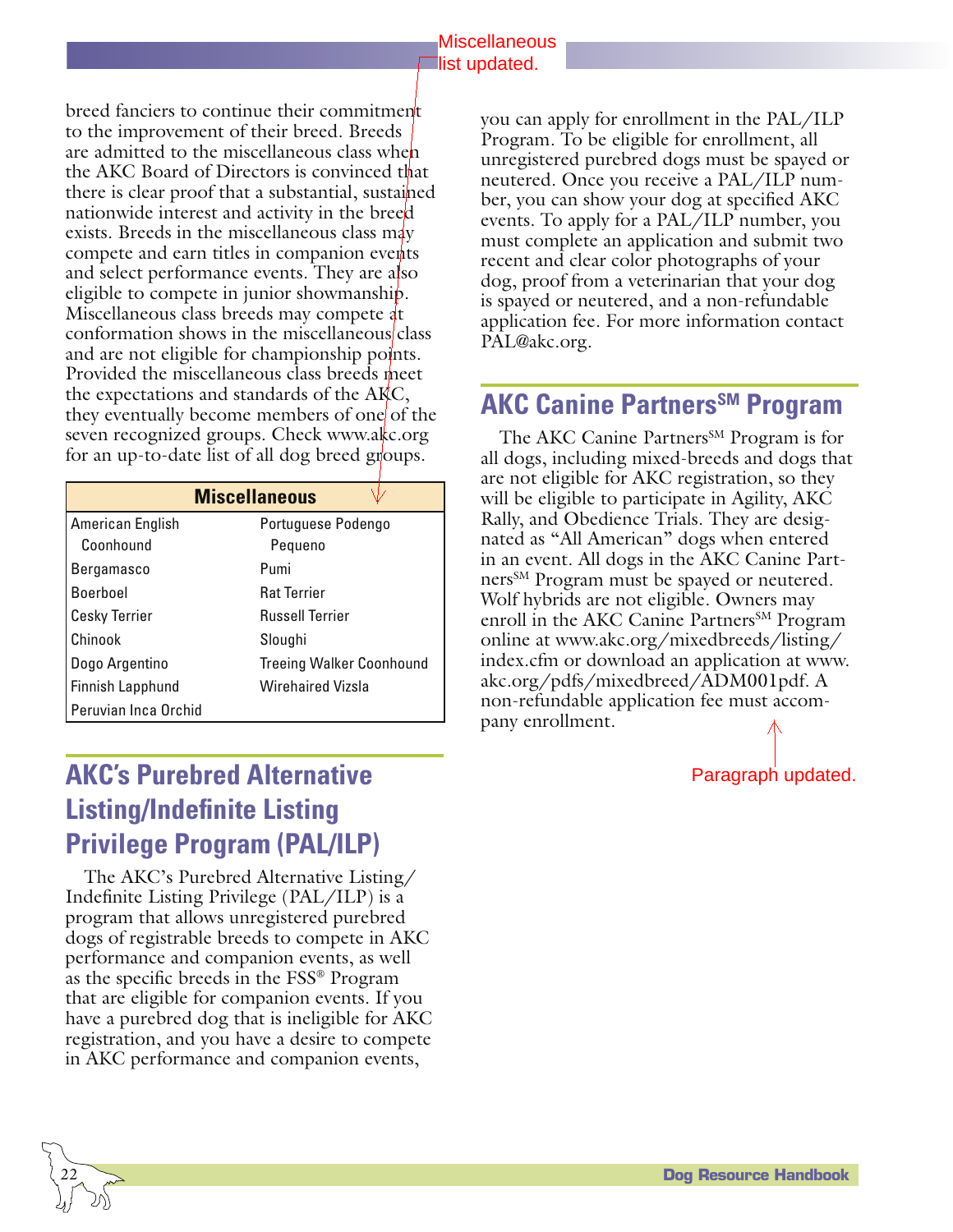breed fanciers to continue their commitment to the improvement of their breed. Breeds are admitted to the miscellaneous class when the AKC Board of Directors is convinced that there is clear proof that a substantial, sustained nationwide interest and activity in the breed exists. Breeds in the miscellaneous class may compete and earn titles in companion events and select performance events. They are also eligible to compete in junior showmanship. Miscellaneous class breeds may compete at conformation shows in the miscellaneous class and are not eligible for championship points. Provided the miscellaneous class breeds meet the expectations and standards of the AKC, they eventually become members of one of the seven recognized groups. Check www.akc.org for an up-to-date list of all dog breed groups.

Miscellaneous list updated.

| Miscellaneous | |
|---|---|
| American English Coonhound | Portuguese Podengo Pequeno |
| Bergamasco | Pumi |
| Boerboel | Rat Terrier |
| Cesky Terrier | Russell Terrier |
| Chinook | Sloughi |
| Dogo Argentino | Treeing Walker Coonhound |
| Finnish Lapphund | Wirehaired Vizsla |
| Peruvian Inca Orchid | |

## AKC's Purebred Alternative Listing/Indefinite Listing Privilege Program (PAL/ILP)

The AKC's Purebred Alternative Listing/Indefinite Listing Privilege (PAL/ILP) is a program that allows unregistered purebred dogs of registrable breeds to compete in AKC performance and companion events, as well as the specific breeds in the FSS® Program that are eligible for companion events. If you have a purebred dog that is ineligible for AKC registration, and you have a desire to compete in AKC performance and companion events, you can apply for enrollment in the PAL/ILP Program. To be eligible for enrollment, all unregistered purebred dogs must be spayed or neutered. Once you receive a PAL/ILP number, you can show your dog at specified AKC events. To apply for a PAL/ILP number, you must complete an application and submit two recent and clear color photographs of your dog, proof from a veterinarian that your dog is spayed or neutered, and a non-refundable application fee. For more information contact PAL@akc.org.

## AKC Canine Partners℠ Program

The AKC Canine Partners℠ Program is for all dogs, including mixed-breeds and dogs that are not eligible for AKC registration, so they will be eligible to participate in Agility, AKC Rally, and Obedience Trials. They are designated as "All American" dogs when entered in an event. All dogs in the AKC Canine Partners℠ Program must be spayed or neutered. Wolf hybrids are not eligible. Owners may enroll in the AKC Canine Partners℠ Program online at www.akc.org/mixedbreeds/listing/index.cfm or download an application at www.akc.org/pdfs/mixedbreed/ADM001pdf. A non-refundable application fee must accompany enrollment.

Paragraph updated.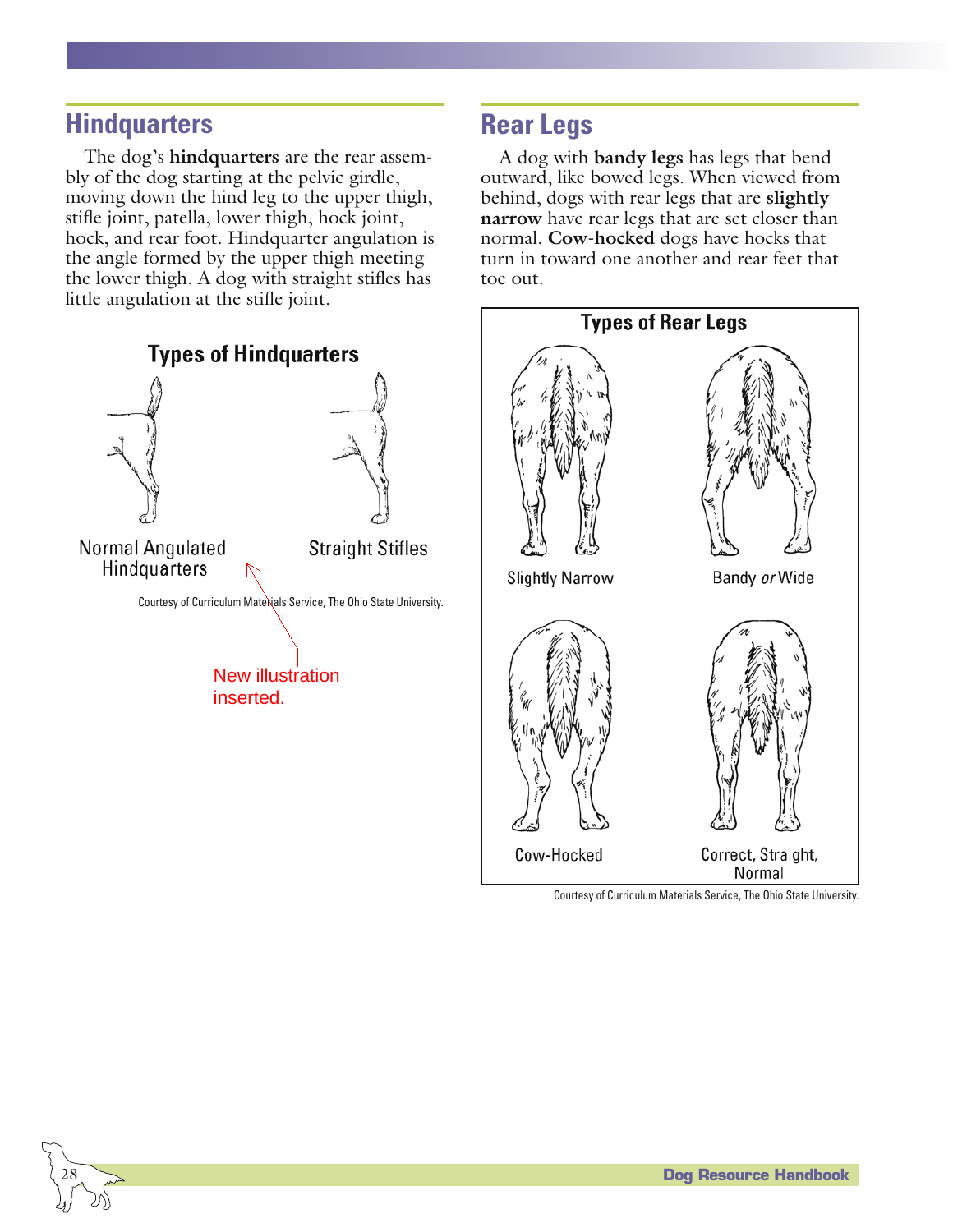## Hindquarters

The dog's **hindquarters** are the rear assembly of the dog starting at the pelvic girdle, moving down the hind leg to the upper thigh, stifle joint, patella, lower thigh, hock joint, hock, and rear foot. Hindquarter angulation is the angle formed by the upper thigh meeting the lower thigh. A dog with straight stifles has little angulation at the stifle joint.

**Types of Hindquarters**

Normal Angulated Hindquarters

Straight Stifles

Courtesy of Curriculum Materials Service, The Ohio State University.

New illustration inserted.

## Rear Legs

A dog with **bandy legs** has legs that bend outward, like bowed legs. When viewed from behind, dogs with rear legs that are **slightly narrow** have rear legs that are set closer than normal. **Cow-hocked** dogs have hocks that turn in toward one another and rear feet that toe out.

**Types of Rear Legs**

Slightly Narrow

Bandy *or* Wide

Cow-Hocked

Correct, Straight, Normal

Courtesy of Curriculum Materials Service, The Ohio State University.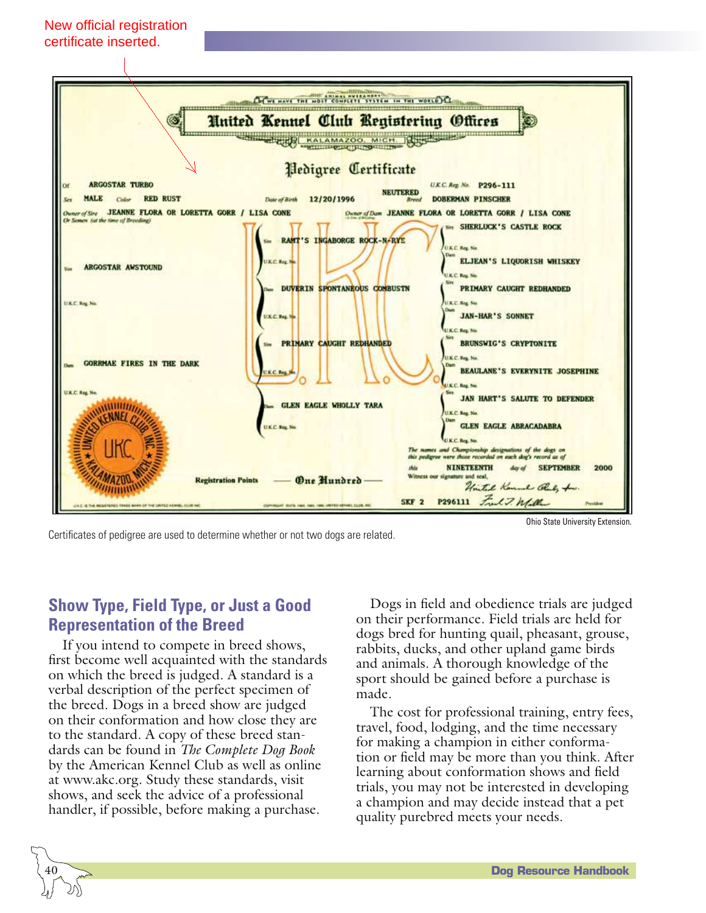New official registration certificate inserted.

**United Kennel Club Registering Offices**
KALAMAZOO, MICH.

**Pedigree Certificate**

Of ARGOSTAR TURBO — U.K.C. Reg. No. P296-111
Sex MALE — Color RED RUST — Date of Birth 12/20/1996 — NEUTERED — Breed DOBERMAN PINSCHER
Owner of Sire or Semen (at the time of Breeding): JEANNE FLORA OR LORETTA GORR / LISA CONE
Owner of Dam: JEANNE FLORA OR LORETTA GORR / LISA CONE

Sire: ARGOSTAR AWSTOUND
- Sire: RAMT'S INGABORGE ROCK-N-RYE
  - Sire: SHERLUCK'S CASTLE ROCK
  - Dam: ELJEAN'S LIQUORISH WHISKEY
- Dam: DUVERIN SPONTANEOUS COMBUSTN
  - Sire: PRIMARY CAUGHT REDHANDED
  - Dam: JAN-HAR'S SONNET

Dam: GORRMAE FIRES IN THE DARK
- Sire: PRIMARY CAUGHT REDHANDED
  - Sire: BRUNSWIG'S CRYPTONITE
  - Dam: BEAULANE'S EVERYNITE JOSEPHINE
- Dam: GLEN EAGLE WHOLLY TARA
  - Sire: JAN HART'S SALUTE TO DEFENDER
  - Dam: GLEN EAGLE ABRACADABRA

The names and Championship designations of the dogs on this pedigree were those recorded on each dog's record as of this NINETEENTH day of SEPTEMBER 2000

Registration Points — One Hundred —

SKF 2 P296111

Ohio State University Extension.

Certificates of pedigree are used to determine whether or not two dogs are related.

## Show Type, Field Type, or Just a Good Representation of the Breed

If you intend to compete in breed shows, first become well acquainted with the standards on which the breed is judged. A standard is a verbal description of the perfect specimen of the breed. Dogs in a breed show are judged on their conformation and how close they are to the standard. A copy of these breed standards can be found in *The Complete Dog Book* by the American Kennel Club as well as online at www.akc.org. Study these standards, visit shows, and seek the advice of a professional handler, if possible, before making a purchase.

Dogs in field and obedience trials are judged on their performance. Field trials are held for dogs bred for hunting quail, pheasant, grouse, rabbits, ducks, and other upland game birds and animals. A thorough knowledge of the sport should be gained before a purchase is made.

The cost for professional training, entry fees, travel, food, lodging, and the time necessary for making a champion in either conformation or field may be more than you think. After learning about conformation shows and field trials, you may not be interested in developing a champion and may decide instead that a pet quality purebred meets your needs.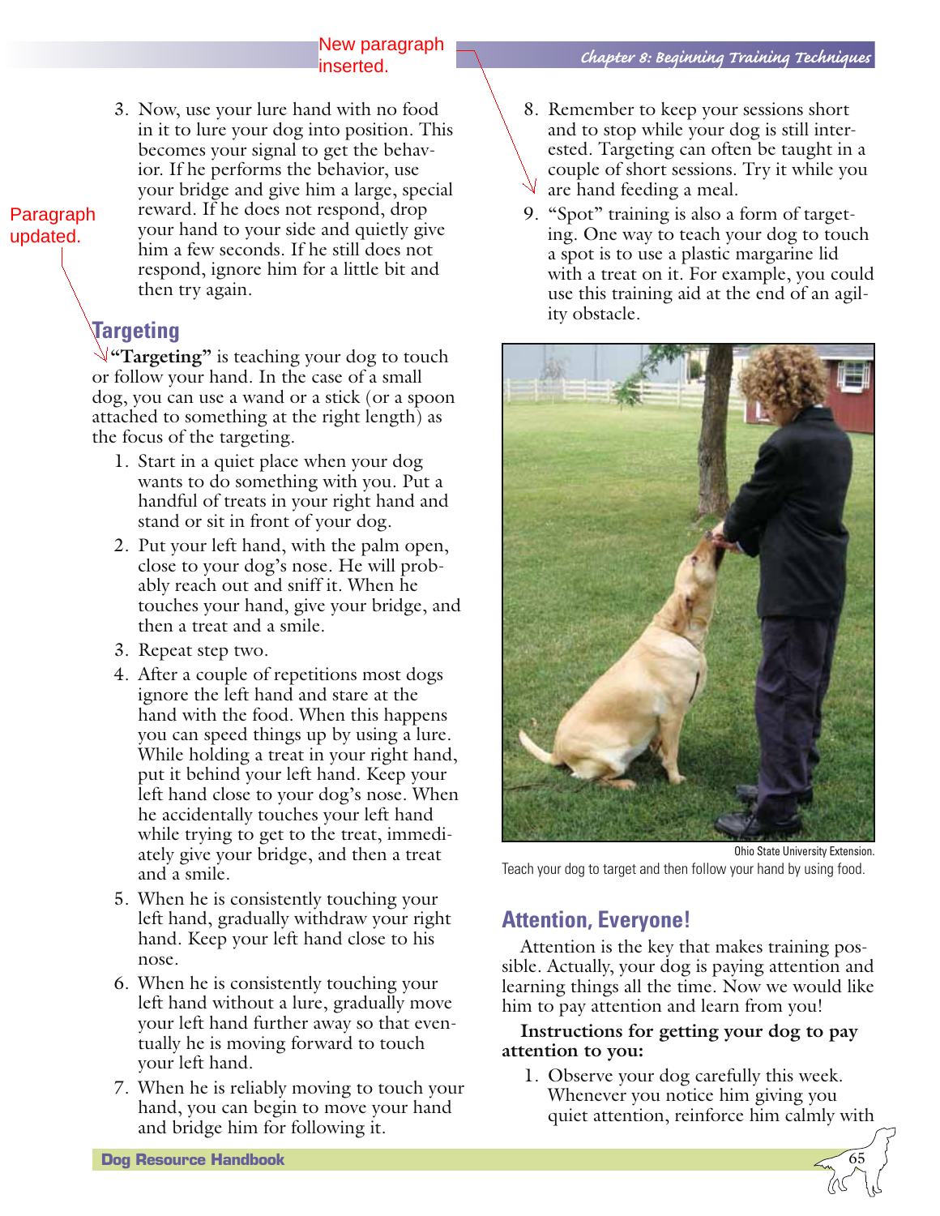3. Now, use your lure hand with no food in it to lure your dog into position. This becomes your signal to get the behavior. If he performs the behavior, use your bridge and give him a large, special reward. If he does not respond, drop your hand to your side and quietly give him a few seconds. If he still does not respond, ignore him for a little bit and then try again.

## Targeting

**"Targeting"** is teaching your dog to touch or follow your hand. In the case of a small dog, you can use a wand or a stick (or a spoon attached to something at the right length) as the focus of the targeting.

1. Start in a quiet place when your dog wants to do something with you. Put a handful of treats in your right hand and stand or sit in front of your dog.
2. Put your left hand, with the palm open, close to your dog's nose. He will probably reach out and sniff it. When he touches your hand, give your bridge, and then a treat and a smile.
3. Repeat step two.
4. After a couple of repetitions most dogs ignore the left hand and stare at the hand with the food. When this happens you can speed things up by using a lure. While holding a treat in your right hand, put it behind your left hand. Keep your left hand close to your dog's nose. When he accidentally touches your left hand while trying to get to the treat, immediately give your bridge, and then a treat and a smile.
5. When he is consistently touching your left hand, gradually withdraw your right hand. Keep your left hand close to his nose.
6. When he is consistently touching your left hand without a lure, gradually move your left hand further away so that eventually he is moving forward to touch your left hand.
7. When he is reliably moving to touch your hand, you can begin to move your hand and bridge him for following it.
8. Remember to keep your sessions short and to stop while your dog is still interested. Targeting can often be taught in a couple of short sessions. Try it while you are hand feeding a meal.
9. "Spot" training is also a form of targeting. One way to teach your dog to touch a spot is to use a plastic margarine lid with a treat on it. For example, you could use this training aid at the end of an agility obstacle.

Ohio State University Extension.

Teach your dog to target and then follow your hand by using food.

## Attention, Everyone!

Attention is the key that makes training possible. Actually, your dog is paying attention and learning things all the time. Now we would like him to pay attention and learn from you!

**Instructions for getting your dog to pay attention to you:**

1. Observe your dog carefully this week. Whenever you notice him giving you quiet attention, reinforce him calmly with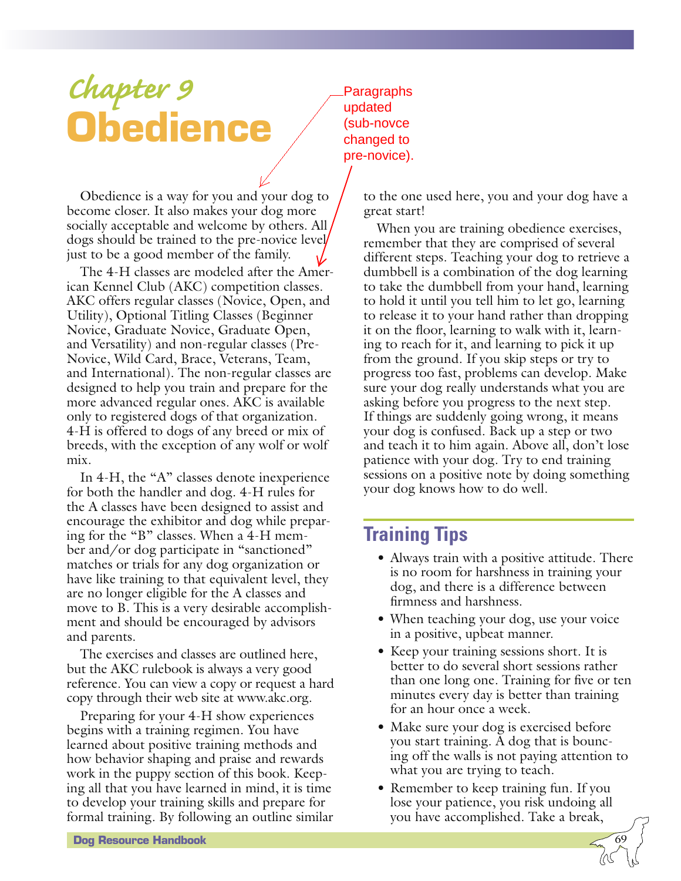# Chapter 9
# Obedience

Paragraphs updated (sub-novce changed to pre-novice).

Obedience is a way for you and your dog to become closer. It also makes your dog more socially acceptable and welcome by others. All dogs should be trained to the pre-novice level just to be a good member of the family.

The 4-H classes are modeled after the American Kennel Club (AKC) competition classes. AKC offers regular classes (Novice, Open, and Utility), Optional Titling Classes (Beginner Novice, Graduate Novice, Graduate Open, and Versatility) and non-regular classes (Pre-Novice, Wild Card, Brace, Veterans, Team, and International). The non-regular classes are designed to help you train and prepare for the more advanced regular ones. AKC is available only to registered dogs of that organization. 4-H is offered to dogs of any breed or mix of breeds, with the exception of any wolf or wolf mix.

In 4-H, the "A" classes denote inexperience for both the handler and dog. 4-H rules for the A classes have been designed to assist and encourage the exhibitor and dog while preparing for the "B" classes. When a 4-H member and/or dog participate in "sanctioned" matches or trials for any dog organization or have like training to that equivalent level, they are no longer eligible for the A classes and move to B. This is a very desirable accomplishment and should be encouraged by advisors and parents.

The exercises and classes are outlined here, but the AKC rulebook is always a very good reference. You can view a copy or request a hard copy through their web site at www.akc.org.

Preparing for your 4-H show experiences begins with a training regimen. You have learned about positive training methods and how behavior shaping and praise and rewards work in the puppy section of this book. Keeping all that you have learned in mind, it is time to develop your training skills and prepare for formal training. By following an outline similar to the one used here, you and your dog have a great start!

When you are training obedience exercises, remember that they are comprised of several different steps. Teaching your dog to retrieve a dumbbell is a combination of the dog learning to take the dumbbell from your hand, learning to hold it until you tell him to let go, learning to release it to your hand rather than dropping it on the floor, learning to walk with it, learning to reach for it, and learning to pick it up from the ground. If you skip steps or try to progress too fast, problems can develop. Make sure your dog really understands what you are asking before you progress to the next step. If things are suddenly going wrong, it means your dog is confused. Back up a step or two and teach it to him again. Above all, don't lose patience with your dog. Try to end training sessions on a positive note by doing something your dog knows how to do well.

## Training Tips

- Always train with a positive attitude. There is no room for harshness in training your dog, and there is a difference between firmness and harshness.
- When teaching your dog, use your voice in a positive, upbeat manner.
- Keep your training sessions short. It is better to do several short sessions rather than one long one. Training for five or ten minutes every day is better than training for an hour once a week.
- Make sure your dog is exercised before you start training. A dog that is bouncing off the walls is not paying attention to what you are trying to teach.
- Remember to keep training fun. If you lose your patience, you risk undoing all you have accomplished. Take a break,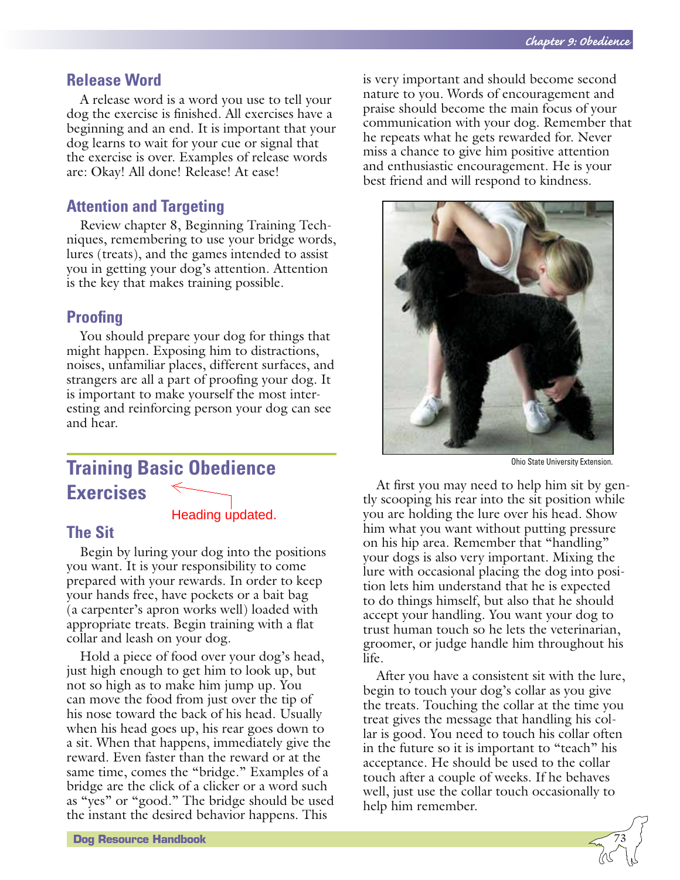## Release Word

A release word is a word you use to tell your dog the exercise is finished. All exercises have a beginning and an end. It is important that your dog learns to wait for your cue or signal that the exercise is over. Examples of release words are: Okay! All done! Release! At ease!

## Attention and Targeting

Review chapter 8, Beginning Training Techniques, remembering to use your bridge words, lures (treats), and the games intended to assist you in getting your dog's attention. Attention is the key that makes training possible.

## Proofing

You should prepare your dog for things that might happen. Exposing him to distractions, noises, unfamiliar places, different surfaces, and strangers are all a part of proofing your dog. It is important to make yourself the most interesting and reinforcing person your dog can see and hear.

# Training Basic Obedience Exercises

Heading updated.

## The Sit

Begin by luring your dog into the positions you want. It is your responsibility to come prepared with your rewards. In order to keep your hands free, have pockets or a bait bag (a carpenter's apron works well) loaded with appropriate treats. Begin training with a flat collar and leash on your dog.

Hold a piece of food over your dog's head, just high enough to get him to look up, but not so high as to make him jump up. You can move the food from just over the tip of his nose toward the back of his head. Usually when his head goes up, his rear goes down to a sit. When that happens, immediately give the reward. Even faster than the reward or at the same time, comes the "bridge." Examples of a bridge are the click of a clicker or a word such as "yes" or "good." The bridge should be used the instant the desired behavior happens. This is very important and should become second nature to you. Words of encouragement and praise should become the main focus of your communication with your dog. Remember that he repeats what he gets rewarded for. Never miss a chance to give him positive attention and enthusiastic encouragement. He is your best friend and will respond to kindness.

Ohio State University Extension.

At first you may need to help him sit by gently scooping his rear into the sit position while you are holding the lure over his head. Show him what you want without putting pressure on his hip area. Remember that "handling" your dogs is also very important. Mixing the lure with occasional placing the dog into position lets him understand that he is expected to do things himself, but also that he should accept your handling. You want your dog to trust human touch so he lets the veterinarian, groomer, or judge handle him throughout his life.

After you have a consistent sit with the lure, begin to touch your dog's collar as you give the treats. Touching the collar at the time you treat gives the message that handling his collar is good. You need to touch his collar often in the future so it is important to "teach" his acceptance. He should be used to the collar touch after a couple of weeks. If he behaves well, just use the collar touch occasionally to help him remember.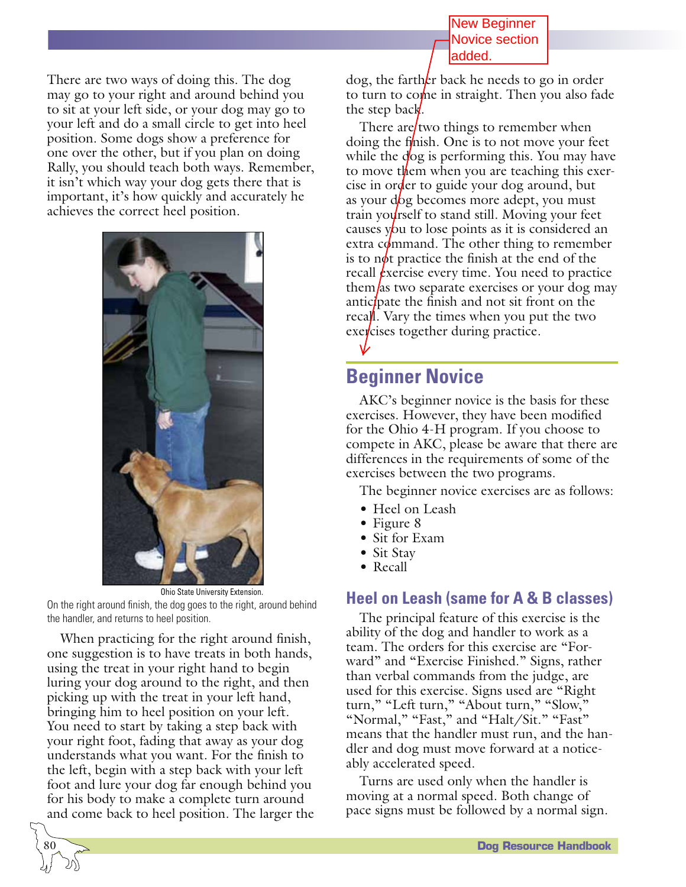There are two ways of doing this. The dog may go to your right and around behind you to sit at your left side, or your dog may go to your left and do a small circle to get into heel position. Some dogs show a preference for one over the other, but if you plan on doing Rally, you should teach both ways. Remember, it isn't which way your dog gets there that is important, it's how quickly and accurately he achieves the correct heel position.

Ohio State University Extension.

On the right around finish, the dog goes to the right, around behind the handler, and returns to heel position.

When practicing for the right around finish, one suggestion is to have treats in both hands, using the treat in your right hand to begin luring your dog around to the right, and then picking up with the treat in your left hand, bringing him to heel position on your left. You need to start by taking a step back with your right foot, fading that away as your dog understands what you want. For the finish to the left, begin with a step back with your left foot and lure your dog far enough behind you for his body to make a complete turn around and come back to heel position. The larger the dog, the farther back he needs to go in order to turn to come in straight. Then you also fade the step back.

There are two things to remember when doing the finish. One is to not move your feet while the dog is performing this. You may have to move them when you are teaching this exercise in order to guide your dog around, but as your dog becomes more adept, you must train yourself to stand still. Moving your feet causes you to lose points as it is considered an extra command. The other thing to remember is to not practice the finish at the end of the recall exercise every time. You need to practice them as two separate exercises or your dog may anticipate the finish and not sit front on the recall. Vary the times when you put the two exercises together during practice.

New Beginner Novice section added.

## Beginner Novice

AKC's beginner novice is the basis for these exercises. However, they have been modified for the Ohio 4-H program. If you choose to compete in AKC, please be aware that there are differences in the requirements of some of the exercises between the two programs.

The beginner novice exercises are as follows:

- Heel on Leash
- Figure 8
- Sit for Exam
- Sit Stay
- Recall

### Heel on Leash (same for A & B classes)

The principal feature of this exercise is the ability of the dog and handler to work as a team. The orders for this exercise are "Forward" and "Exercise Finished." Signs, rather than verbal commands from the judge, are used for this exercise. Signs used are "Right turn," "Left turn," "About turn," "Slow," "Normal," "Fast," and "Halt/Sit." "Fast" means that the handler must run, and the handler and dog must move forward at a noticeably accelerated speed.

Turns are used only when the handler is moving at a normal speed. Both change of pace signs must be followed by a normal sign.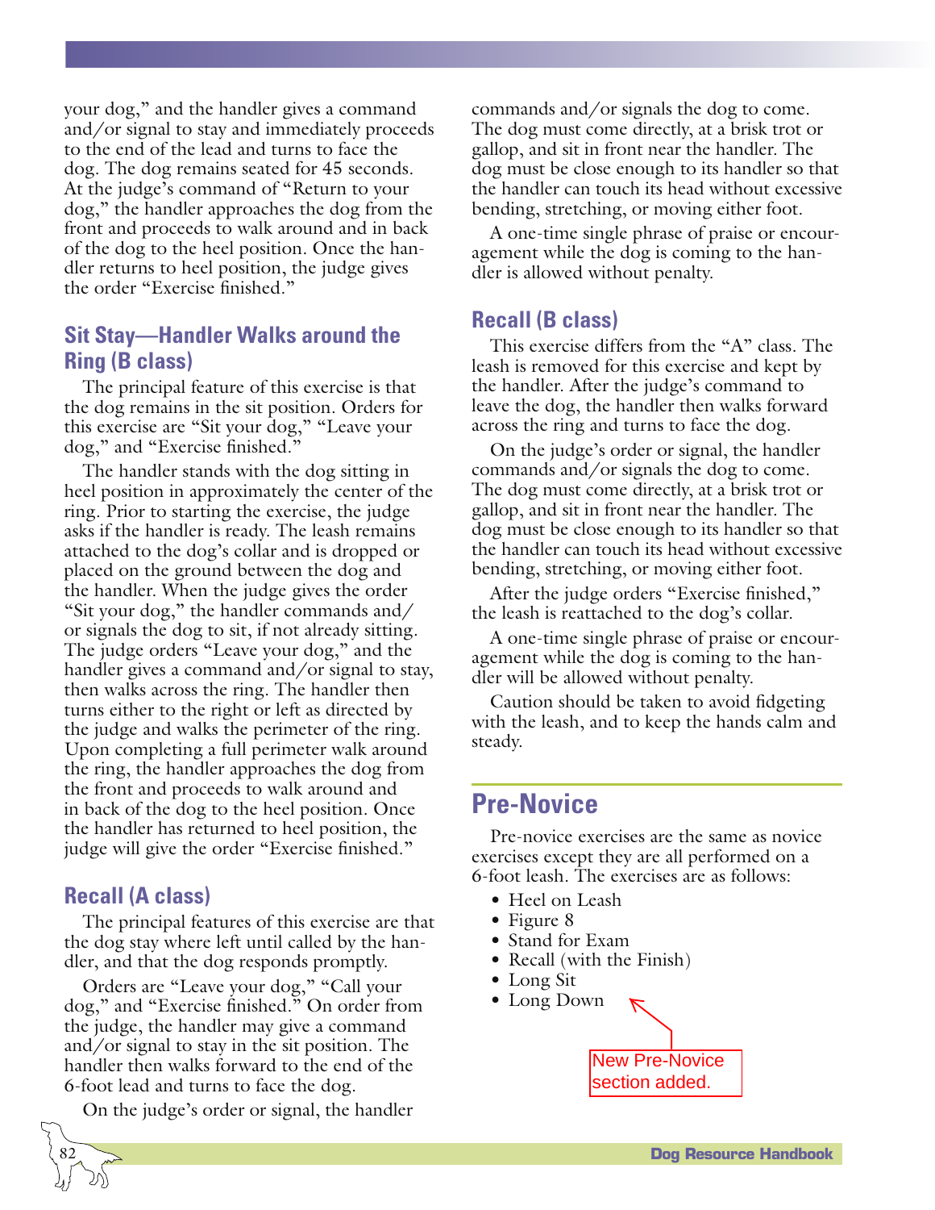your dog," and the handler gives a command and/or signal to stay and immediately proceeds to the end of the lead and turns to face the dog. The dog remains seated for 45 seconds. At the judge's command of "Return to your dog," the handler approaches the dog from the front and proceeds to walk around and in back of the dog to the heel position. Once the handler returns to heel position, the judge gives the order "Exercise finished."

### Sit Stay—Handler Walks around the Ring (B class)

The principal feature of this exercise is that the dog remains in the sit position. Orders for this exercise are "Sit your dog," "Leave your dog," and "Exercise finished."

The handler stands with the dog sitting in heel position in approximately the center of the ring. Prior to starting the exercise, the judge asks if the handler is ready. The leash remains attached to the dog's collar and is dropped or placed on the ground between the dog and the handler. When the judge gives the order "Sit your dog," the handler commands and/or signals the dog to sit, if not already sitting. The judge orders "Leave your dog," and the handler gives a command and/or signal to stay, then walks across the ring. The handler then turns either to the right or left as directed by the judge and walks the perimeter of the ring. Upon completing a full perimeter walk around the ring, the handler approaches the dog from the front and proceeds to walk around and in back of the dog to the heel position. Once the handler has returned to heel position, the judge will give the order "Exercise finished."

### Recall (A class)

The principal features of this exercise are that the dog stay where left until called by the handler, and that the dog responds promptly.

Orders are "Leave your dog," "Call your dog," and "Exercise finished." On order from the judge, the handler may give a command and/or signal to stay in the sit position. The handler then walks forward to the end of the 6-foot lead and turns to face the dog.

On the judge's order or signal, the handler commands and/or signals the dog to come. The dog must come directly, at a brisk trot or gallop, and sit in front near the handler. The dog must be close enough to its handler so that the handler can touch its head without excessive bending, stretching, or moving either foot.

A one-time single phrase of praise or encouragement while the dog is coming to the handler is allowed without penalty.

### Recall (B class)

This exercise differs from the "A" class. The leash is removed for this exercise and kept by the handler. After the judge's command to leave the dog, the handler then walks forward across the ring and turns to face the dog.

On the judge's order or signal, the handler commands and/or signals the dog to come. The dog must come directly, at a brisk trot or gallop, and sit in front near the handler. The dog must be close enough to its handler so that the handler can touch its head without excessive bending, stretching, or moving either foot.

After the judge orders "Exercise finished," the leash is reattached to the dog's collar.

A one-time single phrase of praise or encouragement while the dog is coming to the handler will be allowed without penalty.

Caution should be taken to avoid fidgeting with the leash, and to keep the hands calm and steady.

## Pre-Novice

Pre-novice exercises are the same as novice exercises except they are all performed on a 6-foot leash. The exercises are as follows:

- Heel on Leash
- Figure 8
- Stand for Exam
- Recall (with the Finish)
- Long Sit
- Long Down

New Pre-Novice section added.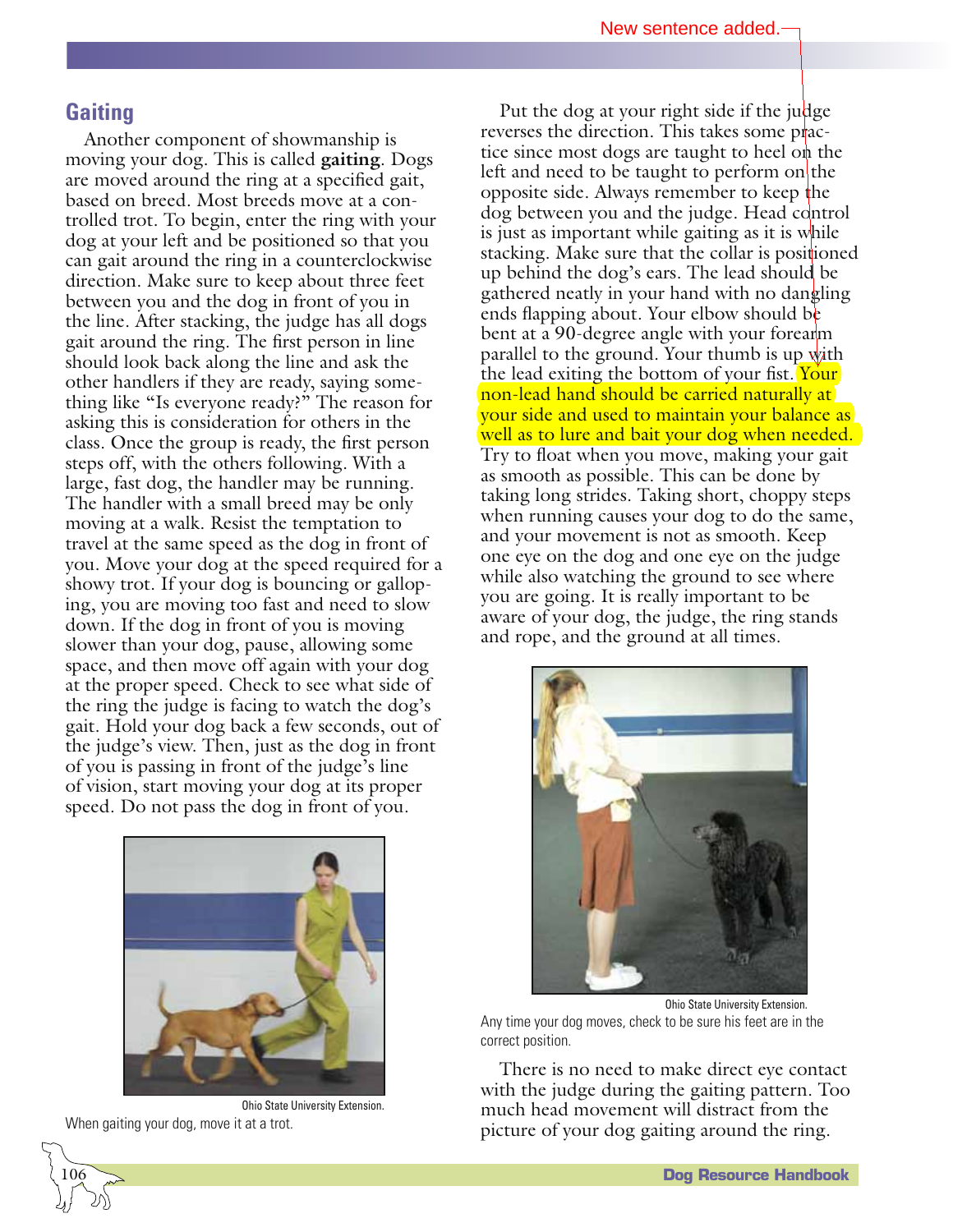## Gaiting

Another component of showmanship is moving your dog. This is called **gaiting**. Dogs are moved around the ring at a specified gait, based on breed. Most breeds move at a controlled trot. To begin, enter the ring with your dog at your left and be positioned so that you can gait around the ring in a counterclockwise direction. Make sure to keep about three feet between you and the dog in front of you in the line. After stacking, the judge has all dogs gait around the ring. The first person in line should look back along the line and ask the other handlers if they are ready, saying something like "Is everyone ready?" The reason for asking this is consideration for others in the class. Once the group is ready, the first person steps off, with the others following. With a large, fast dog, the handler may be running. The handler with a small breed may be only moving at a walk. Resist the temptation to travel at the same speed as the dog in front of you. Move your dog at the speed required for a showy trot. If your dog is bouncing or galloping, you are moving too fast and need to slow down. If the dog in front of you is moving slower than your dog, pause, allowing some space, and then move off again with your dog at the proper speed. Check to see what side of the ring the judge is facing to watch the dog's gait. Hold your dog back a few seconds, out of the judge's view. Then, just as the dog in front of you is passing in front of the judge's line of vision, start moving your dog at its proper speed. Do not pass the dog in front of you.

Ohio State University Extension.

When gaiting your dog, move it at a trot.

Put the dog at your right side if the judge reverses the direction. This takes some practice since most dogs are taught to heel on the left and need to be taught to perform on the opposite side. Always remember to keep the dog between you and the judge. Head control is just as important while gaiting as it is while stacking. Make sure that the collar is positioned up behind the dog's ears. The lead should be gathered neatly in your hand with no dangling ends flapping about. Your elbow should be bent at a 90-degree angle with your forearm parallel to the ground. Your thumb is up with the lead exiting the bottom of your fist. Your non-lead hand should be carried naturally at your side and used to maintain your balance as well as to lure and bait your dog when needed. Try to float when you move, making your gait as smooth as possible. This can be done by taking long strides. Taking short, choppy steps when running causes your dog to do the same, and your movement is not as smooth. Keep one eye on the dog and one eye on the judge while also watching the ground to see where you are going. It is really important to be aware of your dog, the judge, the ring stands and rope, and the ground at all times.

New sentence added.

Ohio State University Extension.

Any time your dog moves, check to be sure his feet are in the correct position.

There is no need to make direct eye contact with the judge during the gaiting pattern. Too much head movement will distract from the picture of your dog gaiting around the ring.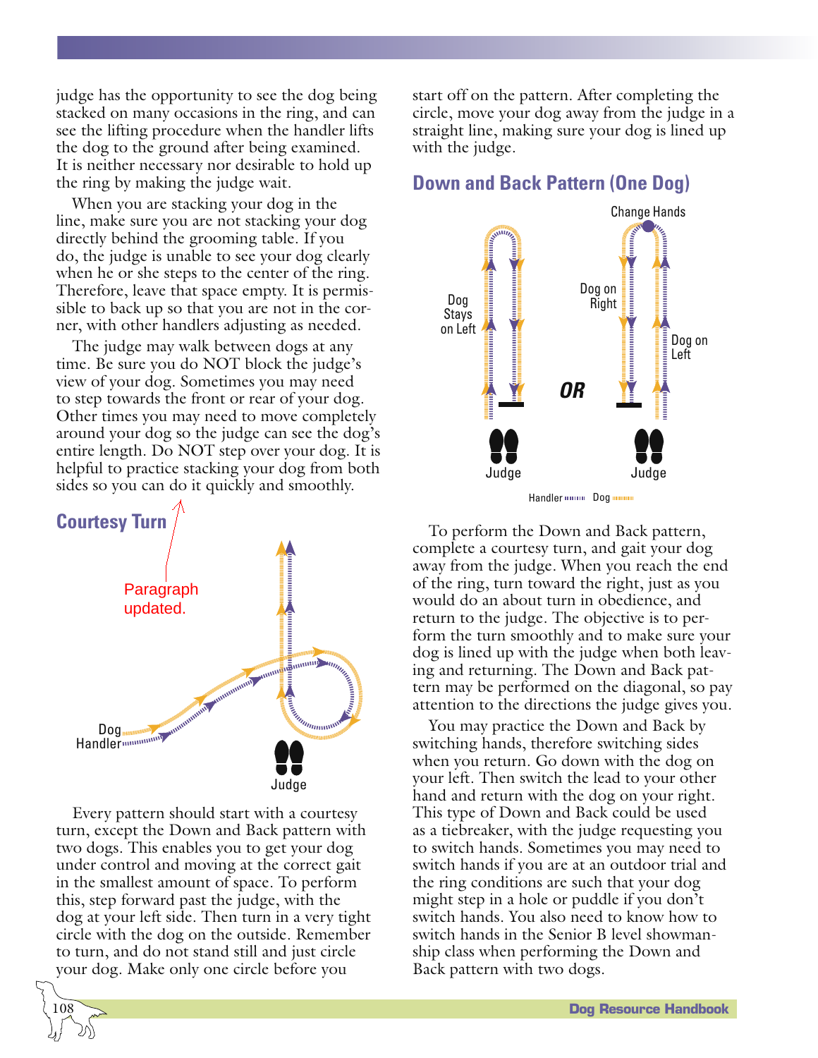judge has the opportunity to see the dog being stacked on many occasions in the ring, and can see the lifting procedure when the handler lifts the dog to the ground after being examined. It is neither necessary nor desirable to hold up the ring by making the judge wait.

When you are stacking your dog in the line, make sure you are not stacking your dog directly behind the grooming table. If you do, the judge is unable to see your dog clearly when he or she steps to the center of the ring. Therefore, leave that space empty. It is permissible to back up so that you are not in the corner, with other handlers adjusting as needed.

The judge may walk between dogs at any time. Be sure you do NOT block the judge's view of your dog. Sometimes you may need to step towards the front or rear of your dog. Other times you may need to move completely around your dog so the judge can see the dog's entire length. Do NOT step over your dog. It is helpful to practice stacking your dog from both sides so you can do it quickly and smoothly.

Paragraph updated.

## Courtesy Turn

Dog
Handler
Judge

Every pattern should start with a courtesy turn, except the Down and Back pattern with two dogs. This enables you to get your dog under control and moving at the correct gait in the smallest amount of space. To perform this, step forward past the judge, with the dog at your left side. Then turn in a very tight circle with the dog on the outside. Remember to turn, and do not stand still and just circle your dog. Make only one circle before you start off on the pattern. After completing the circle, move your dog away from the judge in a straight line, making sure your dog is lined up with the judge.

## Down and Back Pattern (One Dog)

Dog Stays on Left — Judge

OR

Change Hands — Dog on Right — Dog on Left — Judge

Handler — Dog

To perform the Down and Back pattern, complete a courtesy turn, and gait your dog away from the judge. When you reach the end of the ring, turn toward the right, just as you would do an about turn in obedience, and return to the judge. The objective is to perform the turn smoothly and to make sure your dog is lined up with the judge when both leaving and returning. The Down and Back pattern may be performed on the diagonal, so pay attention to the directions the judge gives you.

You may practice the Down and Back by switching hands, therefore switching sides when you return. Go down with the dog on your left. Then switch the lead to your other hand and return with the dog on your right. This type of Down and Back could be used as a tiebreaker, with the judge requesting you to switch hands. Sometimes you may need to switch hands if you are at an outdoor trial and the ring conditions are such that your dog might step in a hole or puddle if you don't switch hands. You also need to know how to switch hands in the Senior B level showmanship class when performing the Down and Back pattern with two dogs.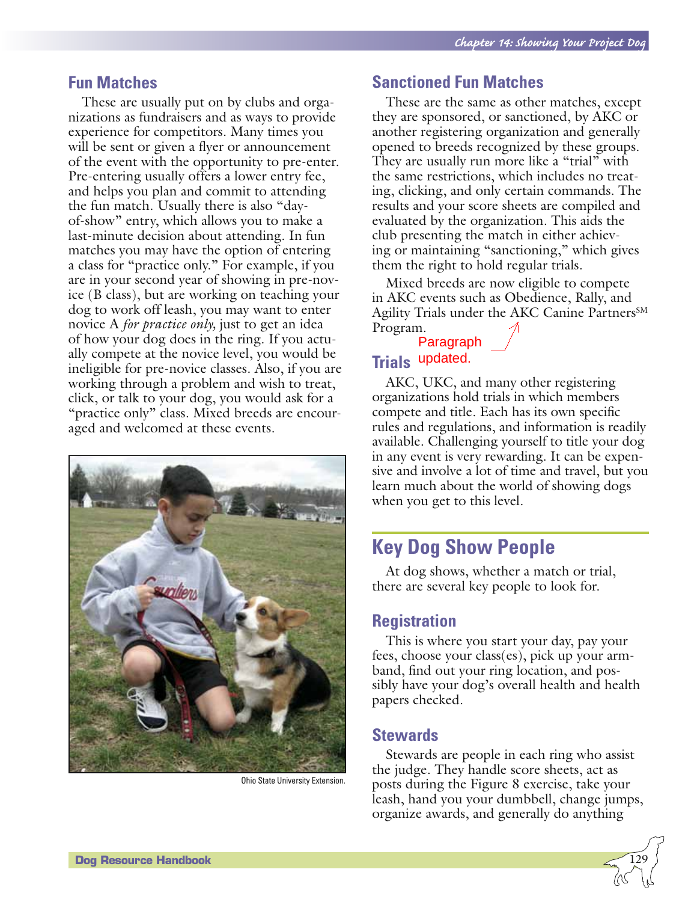## Fun Matches

These are usually put on by clubs and organizations as fundraisers and as ways to provide experience for competitors. Many times you will be sent or given a flyer or announcement of the event with the opportunity to pre-enter. Pre-entering usually offers a lower entry fee, and helps you plan and commit to attending the fun match. Usually there is also "day-of-show" entry, which allows you to make a last-minute decision about attending. In fun matches you may have the option of entering a class for "practice only." For example, if you are in your second year of showing in pre-novice (B class), but are working on teaching your dog to work off leash, you may want to enter novice A *for practice only,* just to get an idea of how your dog does in the ring. If you actually compete at the novice level, you would be ineligible for pre-novice classes. Also, if you are working through a problem and wish to treat, click, or talk to your dog, you would ask for a "practice only" class. Mixed breeds are encouraged and welcomed at these events.

Ohio State University Extension.

## Sanctioned Fun Matches

These are the same as other matches, except they are sponsored, or sanctioned, by AKC or another registering organization and generally opened to breeds recognized by these groups. They are usually run more like a "trial" with the same restrictions, which includes no treating, clicking, and only certain commands. The results and your score sheets are compiled and evaluated by the organization. This aids the club presenting the match in either achieving or maintaining "sanctioning," which gives them the right to hold regular trials.

Mixed breeds are now eligible to compete in AKC events such as Obedience, Rally, and Agility Trials under the AKC Canine Partners[SM] Program.

Paragraph updated.

## Trials

AKC, UKC, and many other registering organizations hold trials in which members compete and title. Each has its own specific rules and regulations, and information is readily available. Challenging yourself to title your dog in any event is very rewarding. It can be expensive and involve a lot of time and travel, but you learn much about the world of showing dogs when you get to this level.

# Key Dog Show People

At dog shows, whether a match or trial, there are several key people to look for.

## Registration

This is where you start your day, pay your fees, choose your class(es), pick up your armband, find out your ring location, and possibly have your dog's overall health and health papers checked.

## Stewards

Stewards are people in each ring who assist the judge. They handle score sheets, act as posts during the Figure 8 exercise, take your leash, hand you your dumbbell, change jumps, organize awards, and generally do anything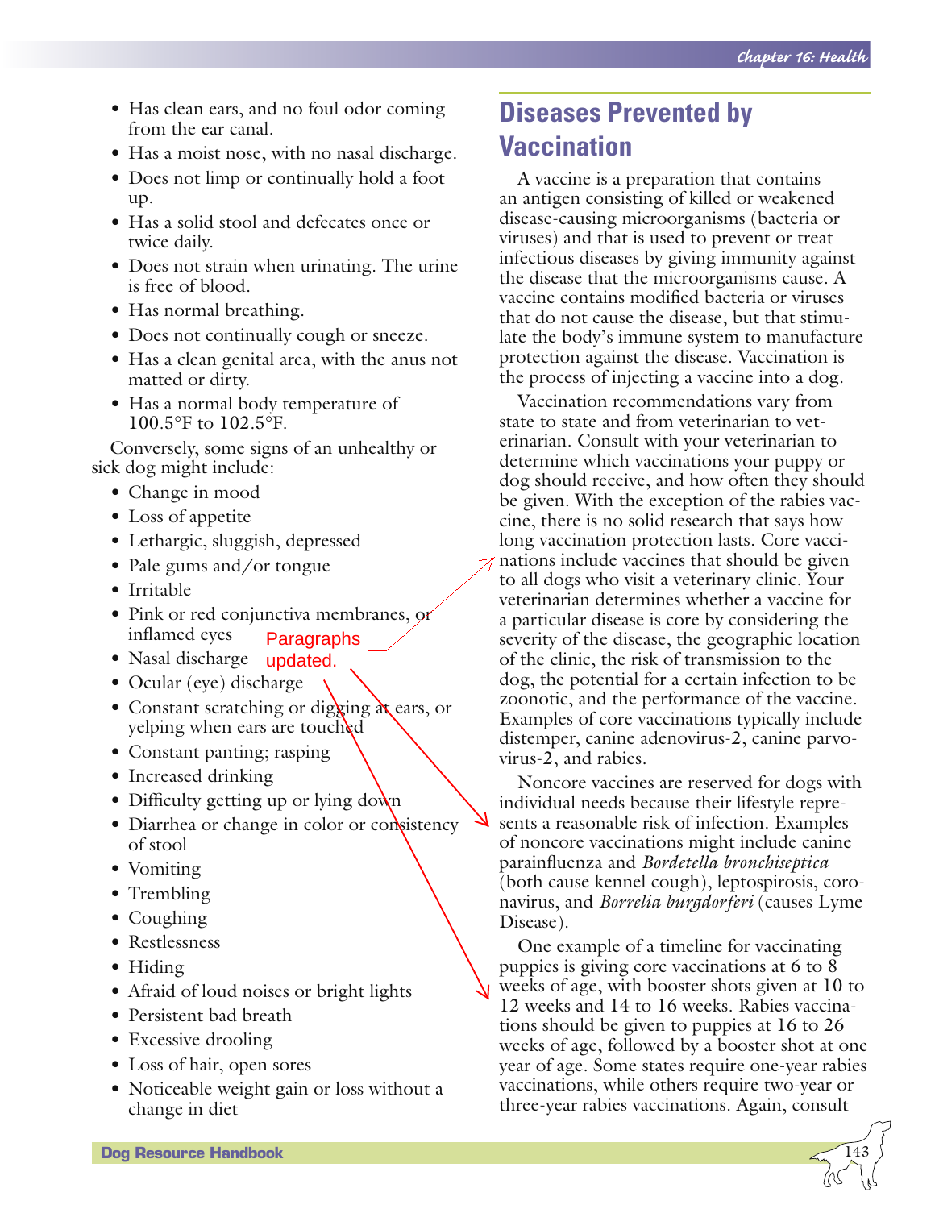- Has clean ears, and no foul odor coming from the ear canal.
- Has a moist nose, with no nasal discharge.
- Does not limp or continually hold a foot up.
- Has a solid stool and defecates once or twice daily.
- Does not strain when urinating. The urine is free of blood.
- Has normal breathing.
- Does not continually cough or sneeze.
- Has a clean genital area, with the anus not matted or dirty.
- Has a normal body temperature of 100.5°F to 102.5°F.

Conversely, some signs of an unhealthy or sick dog might include:

- Change in mood
- Loss of appetite
- Lethargic, sluggish, depressed
- Pale gums and/or tongue
- Irritable
- Pink or red conjunctiva membranes, or inflamed eyes
- Nasal discharge
- Ocular (eye) discharge
- Constant scratching or digging at ears, or yelping when ears are touched
- Constant panting; rasping
- Increased drinking
- Difficulty getting up or lying down
- Diarrhea or change in color or consistency of stool
- Vomiting
- Trembling
- Coughing
- Restlessness
- Hiding
- Afraid of loud noises or bright lights
- Persistent bad breath
- Excessive drooling
- Loss of hair, open sores
- Noticeable weight gain or loss without a change in diet

Paragraphs updated.

## Diseases Prevented by Vaccination

A vaccine is a preparation that contains an antigen consisting of killed or weakened disease-causing microorganisms (bacteria or viruses) and that is used to prevent or treat infectious diseases by giving immunity against the disease that the microorganisms cause. A vaccine contains modified bacteria or viruses that do not cause the disease, but that stimulate the body's immune system to manufacture protection against the disease. Vaccination is the process of injecting a vaccine into a dog.

Vaccination recommendations vary from state to state and from veterinarian to veterinarian. Consult with your veterinarian to determine which vaccinations your puppy or dog should receive, and how often they should be given. With the exception of the rabies vaccine, there is no solid research that says how long vaccination protection lasts. Core vaccinations include vaccines that should be given to all dogs who visit a veterinary clinic. Your veterinarian determines whether a vaccine for a particular disease is core by considering the severity of the disease, the geographic location of the clinic, the risk of transmission to the dog, the potential for a certain infection to be zoonotic, and the performance of the vaccine. Examples of core vaccinations typically include distemper, canine adenovirus-2, canine parvovirus-2, and rabies.

Noncore vaccines are reserved for dogs with individual needs because their lifestyle represents a reasonable risk of infection. Examples of noncore vaccinations might include canine parainfluenza and *Bordetella bronchiseptica* (both cause kennel cough), leptospirosis, coronavirus, and *Borrelia burgdorferi* (causes Lyme Disease).

One example of a timeline for vaccinating puppies is giving core vaccinations at 6 to 8 weeks of age, with booster shots given at 10 to 12 weeks and 14 to 16 weeks. Rabies vaccinations should be given to puppies at 16 to 26 weeks of age, followed by a booster shot at one year of age. Some states require one-year rabies vaccinations, while others require two-year or three-year rabies vaccinations. Again, consult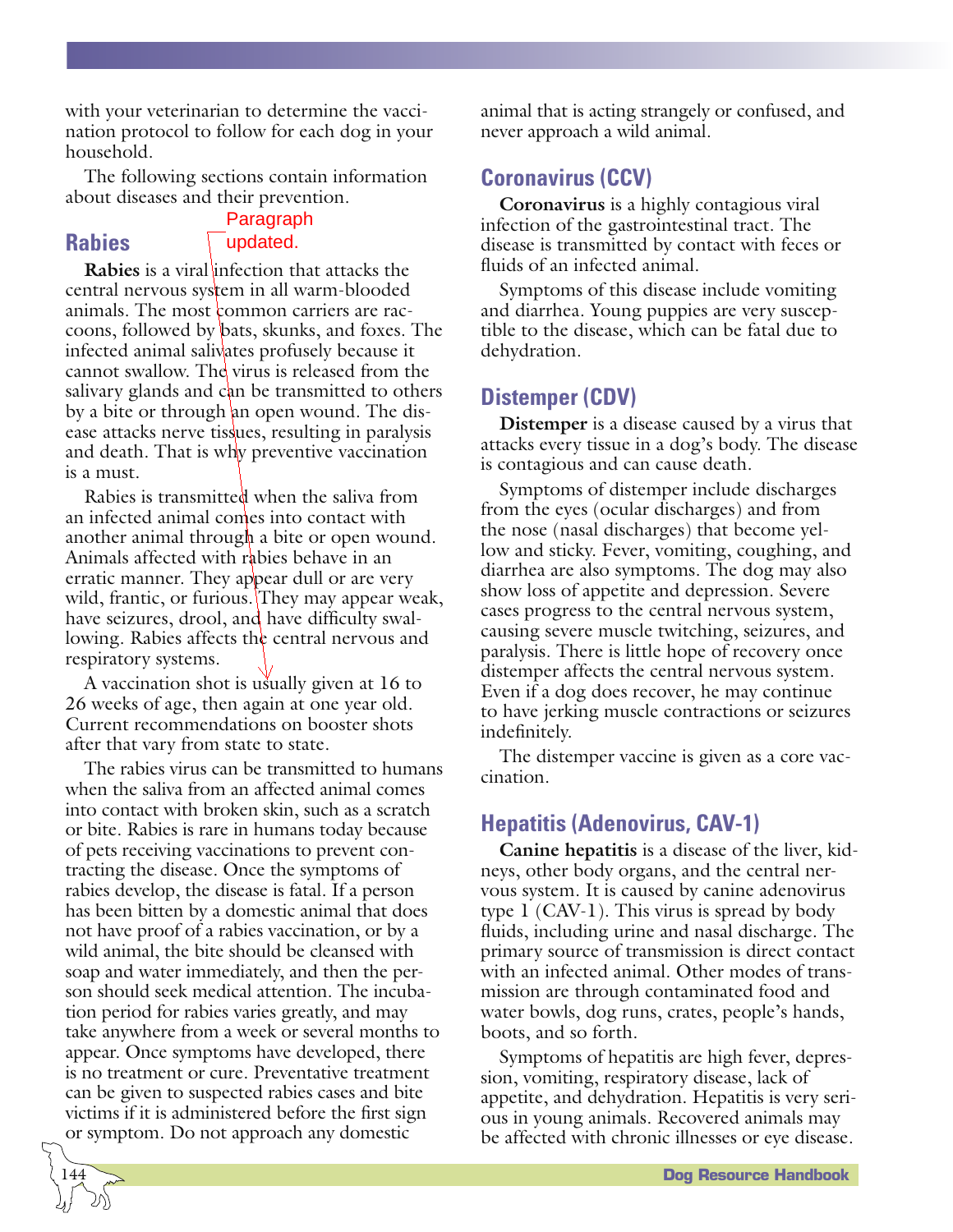with your veterinarian to determine the vaccination protocol to follow for each dog in your household.

The following sections contain information about diseases and their prevention.

Paragraph updated.

## Rabies

**Rabies** is a viral infection that attacks the central nervous system in all warm-blooded animals. The most common carriers are raccoons, followed by bats, skunks, and foxes. The infected animal salivates profusely because it cannot swallow. The virus is released from the salivary glands and can be transmitted to others by a bite or through an open wound. The disease attacks nerve tissues, resulting in paralysis and death. That is why preventive vaccination is a must.

Rabies is transmitted when the saliva from an infected animal comes into contact with another animal through a bite or open wound. Animals affected with rabies behave in an erratic manner. They appear dull or are very wild, frantic, or furious. They may appear weak, have seizures, drool, and have difficulty swallowing. Rabies affects the central nervous and respiratory systems.

A vaccination shot is usually given at 16 to 26 weeks of age, then again at one year old. Current recommendations on booster shots after that vary from state to state.

The rabies virus can be transmitted to humans when the saliva from an affected animal comes into contact with broken skin, such as a scratch or bite. Rabies is rare in humans today because of pets receiving vaccinations to prevent contracting the disease. Once the symptoms of rabies develop, the disease is fatal. If a person has been bitten by a domestic animal that does not have proof of a rabies vaccination, or by a wild animal, the bite should be cleansed with soap and water immediately, and then the person should seek medical attention. The incubation period for rabies varies greatly, and may take anywhere from a week or several months to appear. Once symptoms have developed, there is no treatment or cure. Preventative treatment can be given to suspected rabies cases and bite victims if it is administered before the first sign or symptom. Do not approach any domestic animal that is acting strangely or confused, and never approach a wild animal.

## Coronavirus (CCV)

**Coronavirus** is a highly contagious viral infection of the gastrointestinal tract. The disease is transmitted by contact with feces or fluids of an infected animal.

Symptoms of this disease include vomiting and diarrhea. Young puppies are very susceptible to the disease, which can be fatal due to dehydration.

## Distemper (CDV)

**Distemper** is a disease caused by a virus that attacks every tissue in a dog's body. The disease is contagious and can cause death.

Symptoms of distemper include discharges from the eyes (ocular discharges) and from the nose (nasal discharges) that become yellow and sticky. Fever, vomiting, coughing, and diarrhea are also symptoms. The dog may also show loss of appetite and depression. Severe cases progress to the central nervous system, causing severe muscle twitching, seizures, and paralysis. There is little hope of recovery once distemper affects the central nervous system. Even if a dog does recover, he may continue to have jerking muscle contractions or seizures indefinitely.

The distemper vaccine is given as a core vaccination.

## Hepatitis (Adenovirus, CAV-1)

**Canine hepatitis** is a disease of the liver, kidneys, other body organs, and the central nervous system. It is caused by canine adenovirus type 1 (CAV-1). This virus is spread by body fluids, including urine and nasal discharge. The primary source of transmission is direct contact with an infected animal. Other modes of transmission are through contaminated food and water bowls, dog runs, crates, people's hands, boots, and so forth.

Symptoms of hepatitis are high fever, depression, vomiting, respiratory disease, lack of appetite, and dehydration. Hepatitis is very serious in young animals. Recovered animals may be affected with chronic illnesses or eye disease.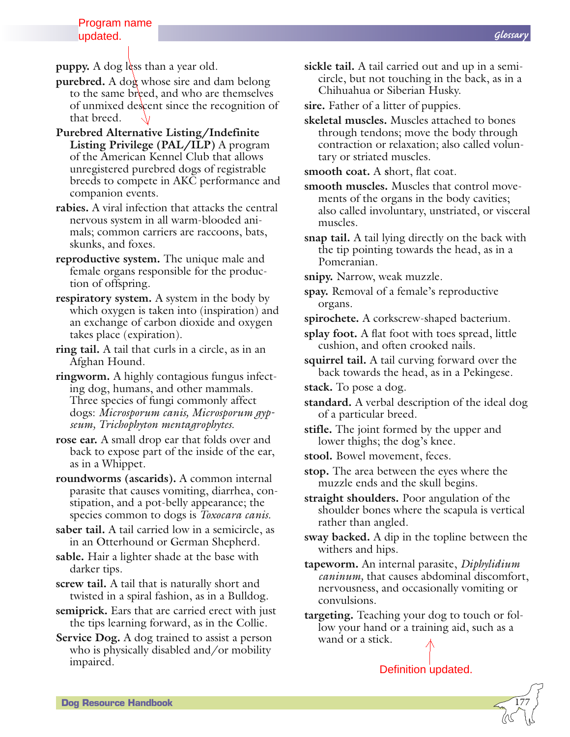Program name updated.

**puppy.** A dog less than a year old.

**purebred.** A dog whose sire and dam belong to the same breed, and who are themselves of unmixed descent since the recognition of that breed.

**Purebred Alternative Listing/Indefinite Listing Privilege (PAL/ILP)** A program of the American Kennel Club that allows unregistered purebred dogs of registrable breeds to compete in AKC performance and companion events.

**rabies.** A viral infection that attacks the central nervous system in all warm-blooded animals; common carriers are raccoons, bats, skunks, and foxes.

**reproductive system.** The unique male and female organs responsible for the production of offspring.

**respiratory system.** A system in the body by which oxygen is taken into (inspiration) and an exchange of carbon dioxide and oxygen takes place (expiration).

**ring tail.** A tail that curls in a circle, as in an Afghan Hound.

**ringworm.** A highly contagious fungus infecting dog, humans, and other mammals. Three species of fungi commonly affect dogs: *Microsporum canis, Microsporum gypseum, Trichophyton mentagrophytes.*

**rose ear.** A small drop ear that folds over and back to expose part of the inside of the ear, as in a Whippet.

**roundworms (ascarids).** A common internal parasite that causes vomiting, diarrhea, constipation, and a pot-belly appearance; the species common to dogs is *Toxocara canis.*

**saber tail.** A tail carried low in a semicircle, as in an Otterhound or German Shepherd.

**sable.** Hair a lighter shade at the base with darker tips.

**screw tail.** A tail that is naturally short and twisted in a spiral fashion, as in a Bulldog.

**semiprick.** Ears that are carried erect with just the tips learning forward, as in the Collie.

**Service Dog.** A dog trained to assist a person who is physically disabled and/or mobility impaired.

**sickle tail.** A tail carried out and up in a semicircle, but not touching in the back, as in a Chihuahua or Siberian Husky.

**sire.** Father of a litter of puppies.

**skeletal muscles.** Muscles attached to bones through tendons; move the body through contraction or relaxation; also called voluntary or striated muscles.

**smooth coat.** A short, flat coat.

**smooth muscles.** Muscles that control movements of the organs in the body cavities; also called involuntary, unstriated, or visceral muscles.

**snap tail.** A tail lying directly on the back with the tip pointing towards the head, as in a Pomeranian.

**snipy.** Narrow, weak muzzle.

**spay.** Removal of a female's reproductive organs.

**spirochete.** A corkscrew-shaped bacterium.

**splay foot.** A flat foot with toes spread, little cushion, and often crooked nails.

**squirrel tail.** A tail curving forward over the back towards the head, as in a Pekingese.

**stack.** To pose a dog.

**standard.** A verbal description of the ideal dog of a particular breed.

**stifle.** The joint formed by the upper and lower thighs; the dog's knee.

**stool.** Bowel movement, feces.

**stop.** The area between the eyes where the muzzle ends and the skull begins.

**straight shoulders.** Poor angulation of the shoulder bones where the scapula is vertical rather than angled.

**sway backed.** A dip in the topline between the withers and hips.

**tapeworm.** An internal parasite, *Diphylidium caninum,* that causes abdominal discomfort, nervousness, and occasionally vomiting or convulsions.

**targeting.** Teaching your dog to touch or follow your hand or a training aid, such as a wand or a stick.

Definition updated.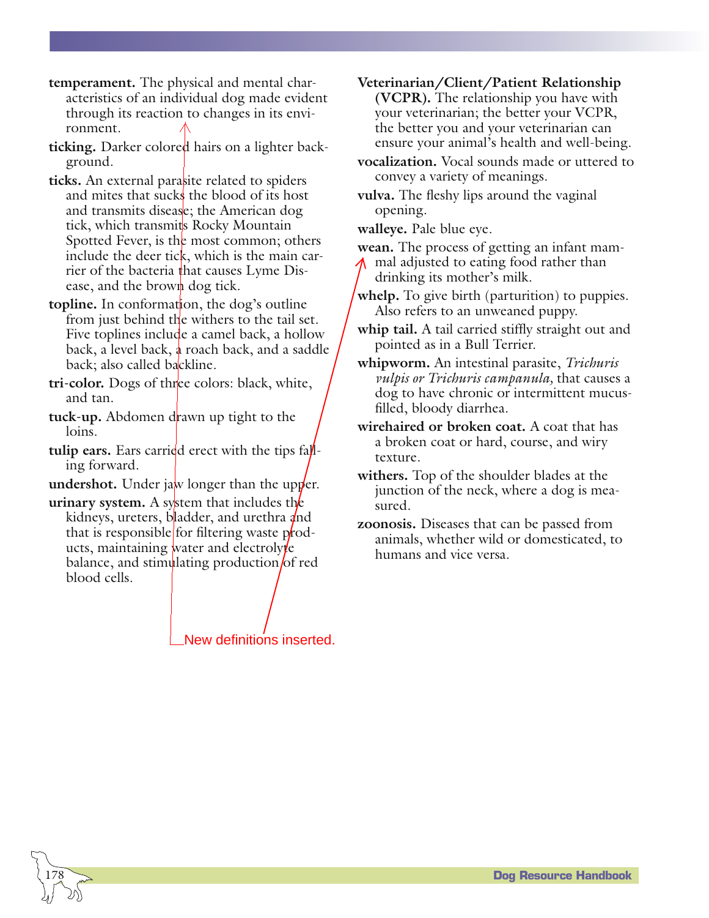**temperament.** The physical and mental characteristics of an individual dog made evident through its reaction to changes in its environment.

**ticking.** Darker colored hairs on a lighter background.

**ticks.** An external parasite related to spiders and mites that sucks the blood of its host and transmits disease; the American dog tick, which transmits Rocky Mountain Spotted Fever, is the most common; others include the deer tick, which is the main carrier of the bacteria that causes Lyme Disease, and the brown dog tick.

**topline.** In conformation, the dog's outline from just behind the withers to the tail set. Five toplines include a camel back, a hollow back, a level back, a roach back, and a saddle back; also called backline.

**tri-color.** Dogs of three colors: black, white, and tan.

**tuck-up.** Abdomen drawn up tight to the loins.

**tulip ears.** Ears carried erect with the tips falling forward.

**undershot.** Under jaw longer than the upper.

**urinary system.** A system that includes the kidneys, ureters, bladder, and urethra and that is responsible for filtering waste products, maintaining water and electrolyte balance, and stimulating production of red blood cells.

New definitions inserted.

**Veterinarian/Client/Patient Relationship (VCPR).** The relationship you have with your veterinarian; the better your VCPR, the better you and your veterinarian can ensure your animal's health and well-being.

**vocalization.** Vocal sounds made or uttered to convey a variety of meanings.

**vulva.** The fleshy lips around the vaginal opening.

**walleye.** Pale blue eye.

**wean.** The process of getting an infant mammal adjusted to eating food rather than drinking its mother's milk.

**whelp.** To give birth (parturition) to puppies. Also refers to an unweaned puppy.

**whip tail.** A tail carried stiffly straight out and pointed as in a Bull Terrier.

**whipworm.** An intestinal parasite, *Trichuris vulpis or Trichuris campanula,* that causes a dog to have chronic or intermittent mucus-filled, bloody diarrhea.

**wirehaired or broken coat.** A coat that has a broken coat or hard, course, and wiry texture.

**withers.** Top of the shoulder blades at the junction of the neck, where a dog is measured.

**zoonosis.** Diseases that can be passed from animals, whether wild or domesticated, to humans and vice versa.